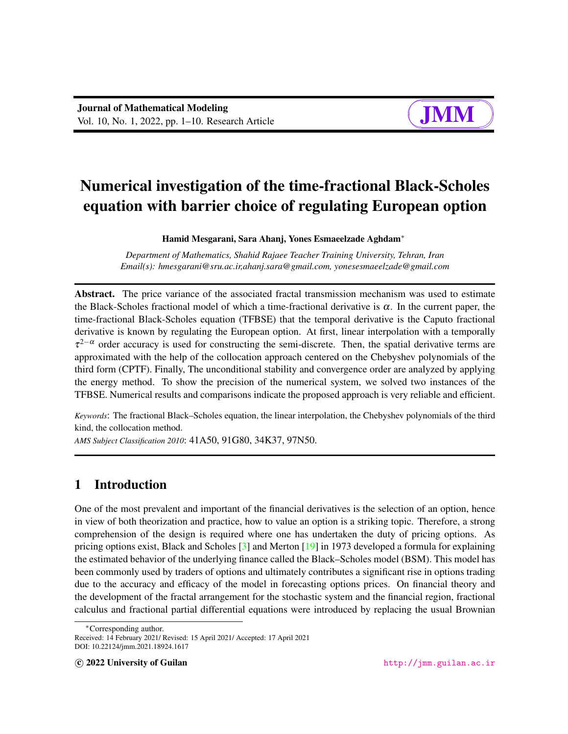# Numerical investigation of the time-fractional Black-Scholes equation with barrier choice of regulating European option

**Hamid Mesgarani, Sara Ahanj, Yones Esmaeelzade Aghdam**[∗]

*Department of Mathematics, Shahid Rajaee Teacher Training University, Tehran, Iran*
*Email(s): hmesgarani@sru.ac.ir,ahanj.sara@gmail.com, yonesesmaeelzade@gmail.com*

**Abstract.** The price variance of the associated fractal transmission mechanism was used to estimate the Black-Scholes fractional model of which a time-fractional derivative is $\alpha$. In the current paper, the time-fractional Black-Scholes equation (TFBSE) that the temporal derivative is the Caputo fractional derivative is known by regulating the European option. At first, linear interpolation with a temporally $\tau^{2-\alpha}$ order accuracy is used for constructing the semi-discrete. Then, the spatial derivative terms are approximated with the help of the collocation approach centered on the Chebyshev polynomials of the third form (CPTF). Finally, The unconditional stability and convergence order are analyzed by applying the energy method. To show the precision of the numerical system, we solved two instances of the TFBSE. Numerical results and comparisons indicate the proposed approach is very reliable and efficient.

*Keywords*: The fractional Black–Scholes equation, the linear interpolation, the Chebyshev polynomials of the third kind, the collocation method.

*AMS Subject Classification 2010*: 41A50, 91G80, 34K37, 97N50.

## 1 Introduction

One of the most prevalent and important of the financial derivatives is the selection of an option, hence in view of both theorization and practice, how to value an option is a striking topic. Therefore, a strong comprehension of the design is required where one has undertaken the duty of pricing options. As pricing options exist, Black and Scholes [3] and Merton [19] in 1973 developed a formula for explaining the estimated behavior of the underlying finance called the Black–Scholes model (BSM). This model has been commonly used by traders of options and ultimately contributes a significant rise in options trading due to the accuracy and efficacy of the model in forecasting options prices. On financial theory and the development of the fractal arrangement for the stochastic system and the financial region, fractional calculus and fractional partial differential equations were introduced by replacing the usual Brownian

---

∗Corresponding author.
Received: 14 February 2021/ Revised: 15 April 2021/ Accepted: 17 April 2021
DOI: 10.22124/jmm.2021.18924.1617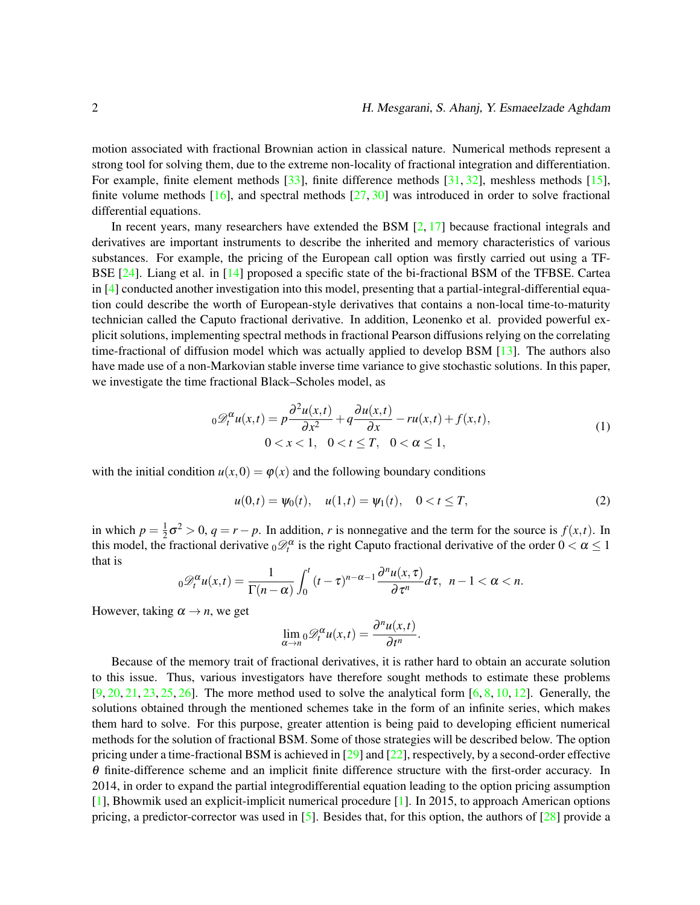motion associated with fractional Brownian action in classical nature. Numerical methods represent a strong tool for solving them, due to the extreme non-locality of fractional integration and differentiation. For example, finite element methods [33], finite difference methods [31, 32], meshless methods [15], finite volume methods [16], and spectral methods [27, 30] was introduced in order to solve fractional differential equations.

In recent years, many researchers have extended the BSM [2, 17] because fractional integrals and derivatives are important instruments to describe the inherited and memory characteristics of various substances. For example, the pricing of the European call option was firstly carried out using a TF-BSE [24]. Liang et al. in [14] proposed a specific state of the bi-fractional BSM of the TFBSE. Cartea in [4] conducted another investigation into this model, presenting that a partial-integral-differential equation could describe the worth of European-style derivatives that contains a non-local time-to-maturity technician called the Caputo fractional derivative. In addition, Leonenko et al. provided powerful explicit solutions, implementing spectral methods in fractional Pearson diffusions relying on the correlating time-fractional of diffusion model which was actually applied to develop BSM [13]. The authors also have made use of a non-Markovian stable inverse time variance to give stochastic solutions. In this paper, we investigate the time fractional Black–Scholes model, as

$$
{}_0\mathscr{D}_t^{\alpha} u(x,t) = p\frac{\partial^2 u(x,t)}{\partial x^2} + q\frac{\partial u(x,t)}{\partial x} - ru(x,t) + f(x,t), \qquad (1)
$$
$$
0 < x < 1, \quad 0 < t \leq T, \quad 0 < \alpha \leq 1,
$$

with the initial condition $u(x,0) = \varphi(x)$ and the following boundary conditions

$$
u(0,t) = \psi_0(t), \quad u(1,t) = \psi_1(t), \quad 0 < t \leq T, \qquad (2)
$$

in which $p = \frac{1}{2}\sigma^2 > 0$, $q = r - p$. In addition, $r$ is nonnegative and the term for the source is $f(x,t)$. In this model, the fractional derivative ${}_0\mathscr{D}_t^{\alpha}$ is the right Caputo fractional derivative of the order $0 < \alpha \leq 1$ that is

$$
{}_0\mathscr{D}_t^{\alpha} u(x,t) = \frac{1}{\Gamma(n-\alpha)} \int_0^t (t-\tau)^{n-\alpha-1} \frac{\partial^n u(x,\tau)}{\partial \tau^n} d\tau, \;\; n-1 < \alpha < n.
$$

However, taking $\alpha \to n$, we get

$$
\lim_{\alpha \to n} {}_0\mathscr{D}_t^{\alpha} u(x,t) = \frac{\partial^n u(x,t)}{\partial t^n}.
$$

Because of the memory trait of fractional derivatives, it is rather hard to obtain an accurate solution to this issue. Thus, various investigators have therefore sought methods to estimate these problems [9, 20, 21, 23, 25, 26]. The more method used to solve the analytical form [6, 8, 10, 12]. Generally, the solutions obtained through the mentioned schemes take in the form of an infinite series, which makes them hard to solve. For this purpose, greater attention is being paid to developing efficient numerical methods for the solution of fractional BSM. Some of those strategies will be described below. The option pricing under a time-fractional BSM is achieved in [29] and [22], respectively, by a second-order effective $\theta$ finite-difference scheme and an implicit finite difference structure with the first-order accuracy. In 2014, in order to expand the partial integrodifferential equation leading to the option pricing assumption [1], Bhowmik used an explicit-implicit numerical procedure [1]. In 2015, to approach American options pricing, a predictor-corrector was used in [5]. Besides that, for this option, the authors of [28] provide a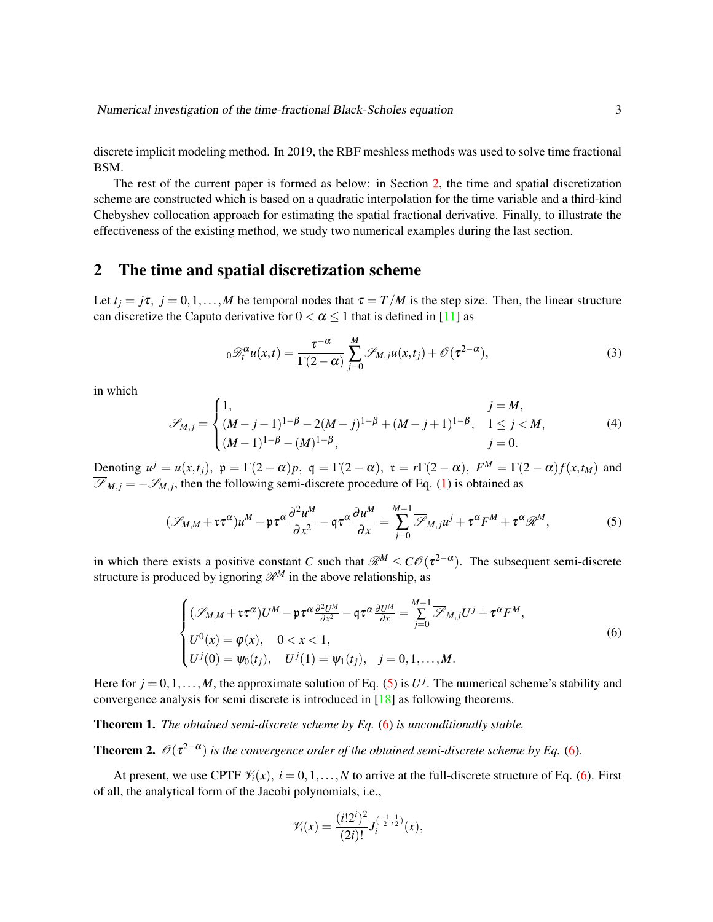discrete implicit modeling method. In 2019, the RBF meshless methods was used to solve time fractional BSM.

The rest of the current paper is formed as below: in Section 2, the time and spatial discretization scheme are constructed which is based on a quadratic interpolation for the time variable and a third-kind Chebyshev collocation approach for estimating the spatial fractional derivative. Finally, to illustrate the effectiveness of the existing method, we study two numerical examples during the last section.

## 2 The time and spatial discretization scheme

Let $t_j = j\tau,\ j = 0,1,\ldots,M$ be temporal nodes that $\tau = T/M$ is the step size. Then, the linear structure can discretize the Caputo derivative for $0 < \alpha \le 1$ that is defined in [11] as

$$
{}_0\mathscr{D}_t^{\alpha} u(x,t) = \frac{\tau^{-\alpha}}{\Gamma(2-\alpha)} \sum_{j=0}^{M} \mathscr{S}_{M,j} u(x,t_j) + \mathscr{O}(\tau^{2-\alpha}), \tag{3}
$$

in which

$$
\mathscr{S}_{M,j} = \begin{cases} 1, & j = M, \\ (M-j-1)^{1-\beta} - 2(M-j)^{1-\beta} + (M-j+1)^{1-\beta}, & 1 \le j < M, \\ (M-1)^{1-\beta} - (M)^{1-\beta}, & j = 0. \end{cases} \tag{4}
$$

Denoting $u^j = u(x,t_j),\ \mathfrak{p} = \Gamma(2-\alpha)p,\ \mathfrak{q} = \Gamma(2-\alpha),\ \mathfrak{r} = r\Gamma(2-\alpha),\ F^M = \Gamma(2-\alpha) f(x,t_M)$ and $\overline{\mathscr{S}}_{M,j} = -\mathscr{S}_{M,j}$, then the following semi-discrete procedure of Eq. (1) is obtained as

$$
(\mathscr{S}_{M,M} + \mathfrak{r}\tau^{\alpha})u^M - \mathfrak{p}\tau^{\alpha}\frac{\partial^2 u^M}{\partial x^2} - \mathfrak{q}\tau^{\alpha}\frac{\partial u^M}{\partial x} = \sum_{j=0}^{M-1} \overline{\mathscr{S}}_{M,j} u^j + \tau^{\alpha} F^M + \tau^{\alpha}\mathscr{R}^M, \tag{5}
$$

in which there exists a positive constant $C$ such that $\mathscr{R}^M \le C\mathscr{O}(\tau^{2-\alpha})$. The subsequent semi-discrete structure is produced by ignoring $\mathscr{R}^M$ in the above relationship, as

$$
\begin{cases} (\mathscr{S}_{M,M} + \mathfrak{r}\tau^{\alpha})U^M - \mathfrak{p}\tau^{\alpha}\frac{\partial^2 U^M}{\partial x^2} - \mathfrak{q}\tau^{\alpha}\frac{\partial U^M}{\partial x} = \sum\limits_{j=0}^{M-1} \overline{\mathscr{S}}_{M,j} U^j + \tau^{\alpha} F^M, \\ U^0(x) = \varphi(x), \quad 0 < x < 1, \\ U^j(0) = \psi_0(t_j), \quad U^j(1) = \psi_1(t_j), \quad j = 0,1,\ldots,M. \end{cases} \tag{6}
$$

Here for $j = 0,1,\ldots,M$, the approximate solution of Eq. (5) is $U^j$. The numerical scheme's stability and convergence analysis for semi discrete is introduced in [18] as following theorems.

**Theorem 1.** *The obtained semi-discrete scheme by Eq.* (6) *is unconditionally stable.*

**Theorem 2.** $\mathscr{O}(\tau^{2-\alpha})$ *is the convergence order of the obtained semi-discrete scheme by Eq.* (6)*.*

At present, we use CPTF $\mathscr{V}_i(x),\ i = 0,1,\ldots,N$ to arrive at the full-discrete structure of Eq. (6). First of all, the analytical form of the Jacobi polynomials, i.e.,

$$
\mathscr{V}_i(x) = \frac{(i!2^i)^2}{(2i)!} J_i^{(\frac{-1}{2},\frac{1}{2})}(x),
$$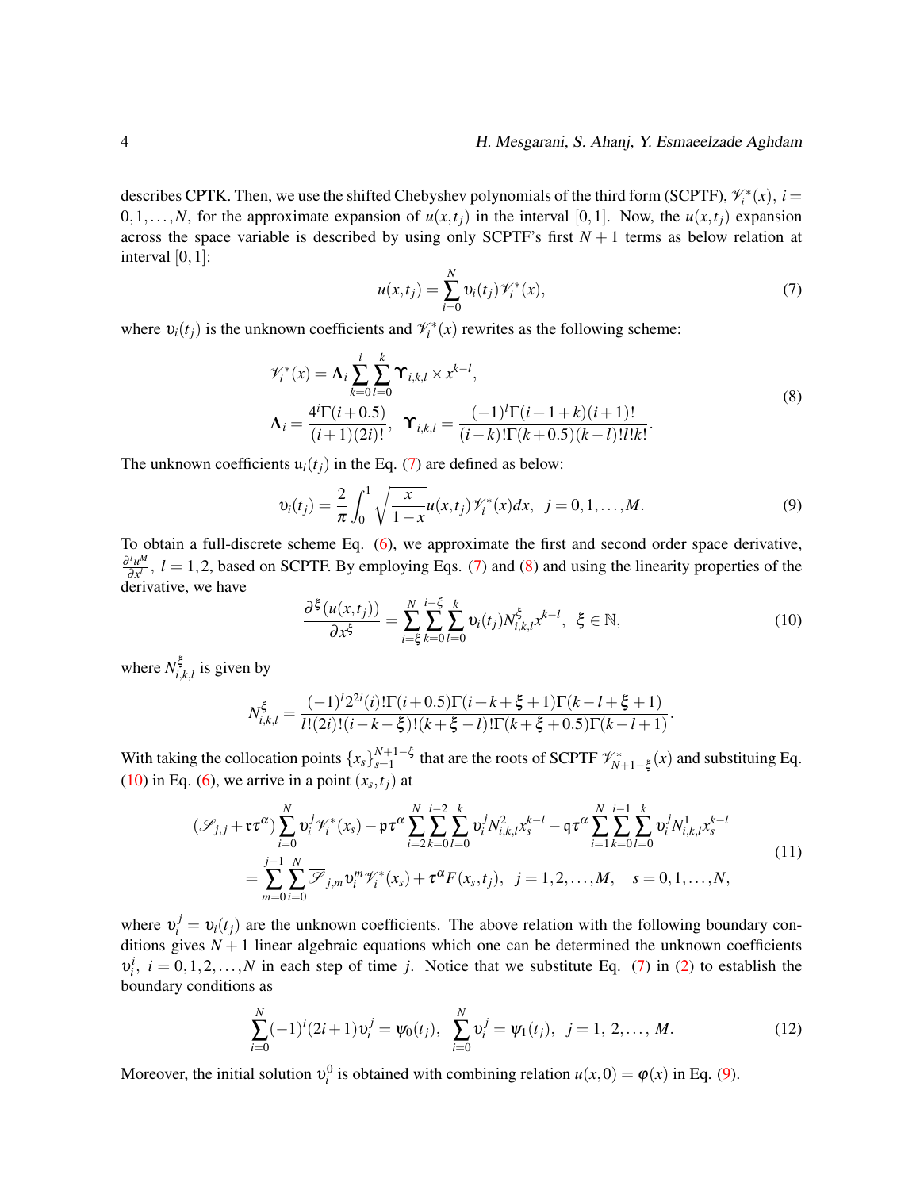describes CPTK. Then, we use the shifted Chebyshev polynomials of the third form (SCPTF), $\mathscr{V}_i^*(x)$, $i = 0,1,\ldots,N$, for the approximate expansion of $u(x,t_j)$ in the interval $[0,1]$. Now, the $u(x,t_j)$ expansion across the space variable is described by using only SCPTF's first $N+1$ terms as below relation at interval $[0,1]$:

$$
u(x,t_j) = \sum_{i=0}^{N} \upsilon_i(t_j)\mathscr{V}_i^*(x), \tag{7}
$$

where $\upsilon_i(t_j)$ is the unknown coefficients and $\mathscr{V}_i^*(x)$ rewrites as the following scheme:

$$
\begin{aligned}
&\mathscr{V}_i^*(x) = \mathbf{\Lambda}_i \sum_{k=0}^{i}\sum_{l=0}^{k} \mathbf{\Upsilon}_{i,k,l} \times x^{k-l},\\
&\mathbf{\Lambda}_i = \frac{4^i\Gamma(i+0.5)}{(i+1)(2i)!}, \quad \mathbf{\Upsilon}_{i,k,l} = \frac{(-1)^l\Gamma(i+1+k)(i+1)!}{(i-k)!\Gamma(k+0.5)(k-l)!l!k!}.
\end{aligned} \tag{8}
$$

The unknown coefficients $\mathrm{u}_i(t_j)$ in the Eq. (7) are defined as below:

$$
\upsilon_i(t_j) = \frac{2}{\pi}\int_0^1 \sqrt{\frac{x}{1-x}}u(x,t_j)\mathscr{V}_i^*(x)dx, \quad j = 0,1,\ldots,M. \tag{9}
$$

To obtain a full-discrete scheme Eq. (6), we approximate the first and second order space derivative, $\frac{\partial^l u^M}{\partial x^l}$, $l = 1,2$, based on SCPTF. By employing Eqs. (7) and (8) and using the linearity properties of the derivative, we have

$$
\frac{\partial^{\xi}(u(x,t_j))}{\partial x^{\xi}} = \sum_{i=\xi}^{N}\sum_{k=0}^{i-\xi}\sum_{l=0}^{k} \upsilon_i(t_j)N_{i,k,l}^{\xi}x^{k-l}, \quad \xi \in \mathbb{N}, \tag{10}
$$

where $N_{i,k,l}^{\xi}$ is given by

$$
N_{i,k,l}^{\xi} = \frac{(-1)^l 2^{2i}(i)!\Gamma(i+0.5)\Gamma(i+k+\xi+1)\Gamma(k-l+\xi+1)}{l!(2i)!(i-k-\xi)!(k+\xi-l)!\Gamma(k+\xi+0.5)\Gamma(k-l+1)}.
$$

With taking the collocation points $\{x_s\}_{s=1}^{N+1-\xi}$ that are the roots of SCPTF $\mathscr{V}_{N+1-\xi}^*(x)$ and substituing Eq. (10) in Eq. (6), we arrive in a point $(x_s,t_j)$ at

$$
\begin{aligned}
&(\mathscr{S}_{j,j} + \mathfrak{r}\tau^{\alpha})\sum_{i=0}^{N}\upsilon_i^j\mathscr{V}_i^*(x_s) - \mathfrak{p}\tau^{\alpha}\sum_{i=2}^{N}\sum_{k=0}^{i-2}\sum_{l=0}^{k}\upsilon_i^j N_{i,k,l}^2 x_s^{k-l} - \mathfrak{q}\tau^{\alpha}\sum_{i=1}^{N}\sum_{k=0}^{i-1}\sum_{l=0}^{k}\upsilon_i^j N_{i,k,l}^1 x_s^{k-l}\\
&= \sum_{m=0}^{j-1}\sum_{i=0}^{N}\overline{\mathscr{S}}_{j,m}\upsilon_i^m\mathscr{V}_i^*(x_s) + \tau^{\alpha}F(x_s,t_j), \quad j = 1,2,\ldots,M, \quad s = 0,1,\ldots,N,
\end{aligned} \tag{11}
$$

where $\upsilon_i^j = \upsilon_i(t_j)$ are the unknown coefficients. The above relation with the following boundary conditions gives $N+1$ linear algebraic equations which one can be determined the unknown coefficients $\upsilon_i^j$, $i = 0,1,2,\ldots,N$ in each step of time $j$. Notice that we substitute Eq. (7) in (2) to establish the boundary conditions as

$$
\sum_{i=0}^{N}(-1)^i(2i+1)\upsilon_i^j = \psi_0(t_j), \quad \sum_{i=0}^{N}\upsilon_i^j = \psi_1(t_j), \quad j = 1,\ 2,\ldots,\ M. \tag{12}
$$

Moreover, the initial solution $\upsilon_i^0$ is obtained with combining relation $u(x,0) = \varphi(x)$ in Eq. (9).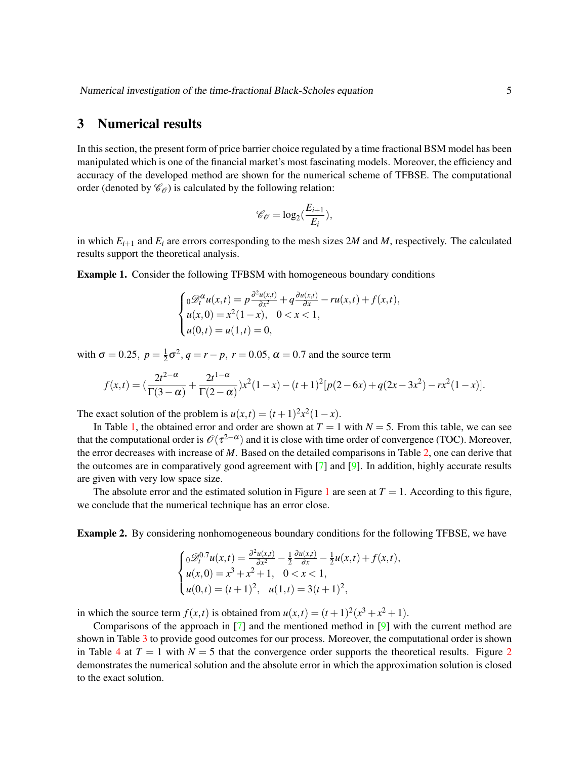## 3 Numerical results

In this section, the present form of price barrier choice regulated by a time fractional BSM model has been manipulated which is one of the financial market's most fascinating models. Moreover, the efficiency and accuracy of the developed method are shown for the numerical scheme of TFBSE. The computational order (denoted by $\mathscr{C}_{\mathscr{O}}$) is calculated by the following relation:

$$\mathscr{C}_{\mathscr{O}} = \log_2(\frac{E_{i+1}}{E_i}),$$

in which $E_{i+1}$ and $E_i$ are errors corresponding to the mesh sizes $2M$ and $M$, respectively. The calculated results support the theoretical analysis.

**Example 1.** Consider the following TFBSM with homogeneous boundary conditions

$$\begin{cases} {}_0\mathscr{D}_t^{\alpha} u(x,t) = p\frac{\partial^2 u(x,t)}{\partial x^2} + q\frac{\partial u(x,t)}{\partial x} - ru(x,t) + f(x,t), \\ u(x,0) = x^2(1-x), \quad 0 < x < 1, \\ u(0,t) = u(1,t) = 0, \end{cases}$$

with $\sigma = 0.25,\ p = \frac{1}{2}\sigma^2,\ q = r - p,\ r = 0.05,\ \alpha = 0.7$ and the source term

$$f(x,t) = (\frac{2t^{2-\alpha}}{\Gamma(3-\alpha)} + \frac{2t^{1-\alpha}}{\Gamma(2-\alpha)})x^2(1-x) - (t+1)^2[p(2-6x) + q(2x-3x^2) - rx^2(1-x)].$$

The exact solution of the problem is $u(x,t) = (t+1)^2 x^2(1-x)$.

In Table 1, the obtained error and order are shown at $T = 1$ with $N = 5$. From this table, we can see that the computational order is $\mathscr{O}(\tau^{2-\alpha})$ and it is close with time order of convergence (TOC). Moreover, the error decreases with increase of $M$. Based on the detailed comparisons in Table 2, one can derive that the outcomes are in comparatively good agreement with [7] and [9]. In addition, highly accurate results are given with very low space size.

The absolute error and the estimated solution in Figure 1 are seen at $T = 1$. According to this figure, we conclude that the numerical technique has an error close.

**Example 2.** By considering nonhomogeneous boundary conditions for the following TFBSE, we have

$$\begin{cases} {}_0\mathscr{D}_t^{0.7} u(x,t) = \frac{\partial^2 u(x,t)}{\partial x^2} - \frac{1}{2}\frac{\partial u(x,t)}{\partial x} - \frac{1}{2}u(x,t) + f(x,t), \\ u(x,0) = x^3 + x^2 + 1, \quad 0 < x < 1, \\ u(0,t) = (t+1)^2, \quad u(1,t) = 3(t+1)^2, \end{cases}$$

in which the source term $f(x,t)$ is obtained from $u(x,t) = (t+1)^2(x^3 + x^2 + 1)$.

Comparisons of the approach in [7] and the mentioned method in [9] with the current method are shown in Table 3 to provide good outcomes for our process. Moreover, the computational order is shown in Table 4 at $T = 1$ with $N = 5$ that the convergence order supports the theoretical results. Figure 2 demonstrates the numerical solution and the absolute error in which the approximation solution is closed to the exact solution.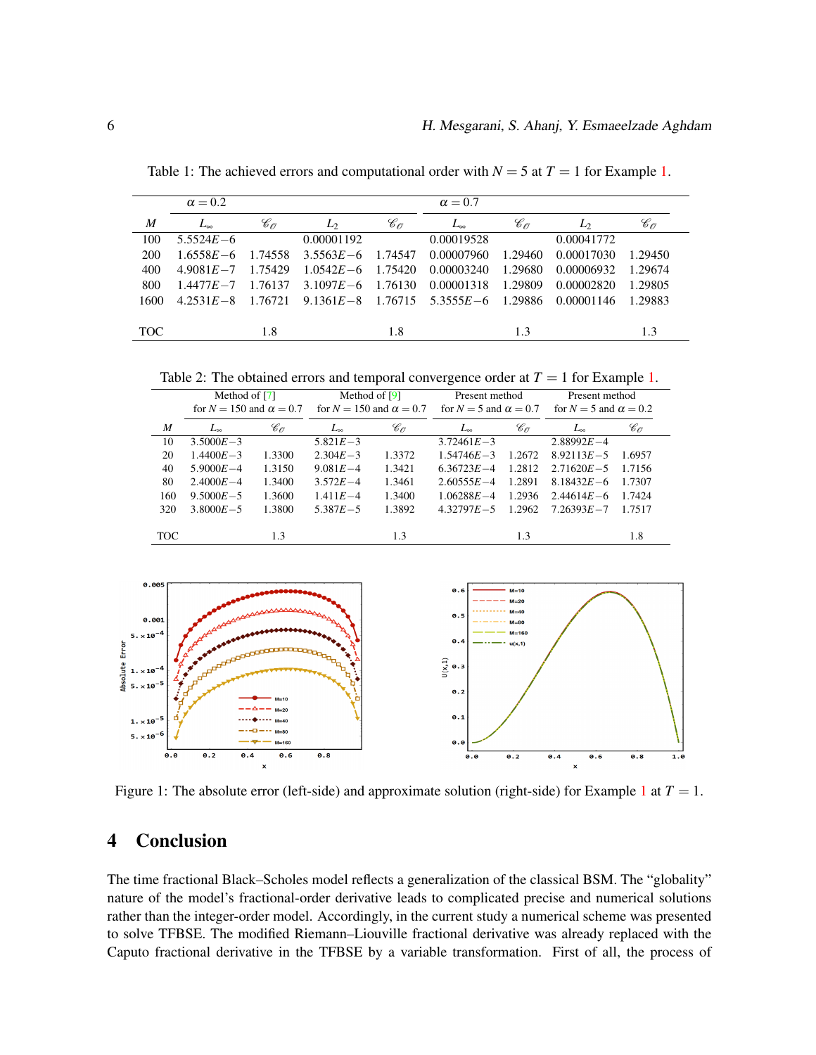Table 1: The achieved errors and computational order with $N = 5$ at $T = 1$ for Example 1.

| | $\alpha = 0.2$ | | | | $\alpha = 0.7$ | | | |
|---|---|---|---|---|---|---|---|---|
| $M$ | $L_\infty$ | $\mathscr{C}_\mathscr{O}$ | $L_2$ | $\mathscr{C}_\mathscr{O}$ | $L_\infty$ | $\mathscr{C}_\mathscr{O}$ | $L_2$ | $\mathscr{C}_\mathscr{O}$ |
| 100 | $5.5524E-6$ | | 0.00001192 | | 0.00019528 | | 0.00041772 | |
| 200 | $1.6558E-6$ | 1.74558 | $3.5563E-6$ | 1.74547 | 0.00007960 | 1.29460 | 0.00017030 | 1.29450 |
| 400 | $4.9081E-7$ | 1.75429 | $1.0542E-6$ | 1.75420 | 0.00003240 | 1.29680 | 0.00006932 | 1.29674 |
| 800 | $1.4477E-7$ | 1.76137 | $3.1097E-6$ | 1.76130 | 0.00001318 | 1.29809 | 0.00002820 | 1.29805 |
| 1600 | $4.2531E-8$ | 1.76721 | $9.1361E-8$ | 1.76715 | $5.3555E-6$ | 1.29886 | 0.00001146 | 1.29883 |
| TOC | | 1.8 | | 1.8 | | 1.3 | | 1.3 |

Table 2: The obtained errors and temporal convergence order at $T = 1$ for Example 1.

| | Method of [7] for $N = 150$ and $\alpha = 0.7$ | | Method of [9] for $N = 150$ and $\alpha = 0.7$ | | Present method for $N = 5$ and $\alpha = 0.7$ | | Present method for $N = 5$ and $\alpha = 0.2$ | |
|---|---|---|---|---|---|---|---|---|
| $M$ | $L_\infty$ | $\mathscr{C}_\mathscr{O}$ | $L_\infty$ | $\mathscr{C}_\mathscr{O}$ | $L_\infty$ | $\mathscr{C}_\mathscr{O}$ | $L_\infty$ | $\mathscr{C}_\mathscr{O}$ |
| 10 | $3.5000E-3$ | | $5.821E-3$ | | $3.72461E-3$ | | $2.88992E-4$ | |
| 20 | $1.4400E-3$ | 1.3300 | $2.304E-3$ | 1.3372 | $1.54746E-3$ | 1.2672 | $8.92113E-5$ | 1.6957 |
| 40 | $5.9000E-4$ | 1.3150 | $9.081E-4$ | 1.3421 | $6.36723E-4$ | 1.2812 | $2.71620E-5$ | 1.7156 |
| 80 | $2.4000E-4$ | 1.3400 | $3.572E-4$ | 1.3461 | $2.60555E-4$ | 1.2891 | $8.18432E-6$ | 1.7307 |
| 160 | $9.5000E-5$ | 1.3600 | $1.411E-4$ | 1.3400 | $1.06288E-4$ | 1.2936 | $2.44614E-6$ | 1.7424 |
| 320 | $3.8000E-5$ | 1.3800 | $5.387E-5$ | 1.3892 | $4.32797E-5$ | 1.2962 | $7.26393E-7$ | 1.7517 |
| TOC | | 1.3 | | 1.3 | | 1.3 | | 1.8 |

Figure 1: The absolute error (left-side) and approximate solution (right-side) for Example 1 at $T = 1$.

## 4 Conclusion

The time fractional Black–Scholes model reflects a generalization of the classical BSM. The "globality" nature of the model's fractional-order derivative leads to complicated precise and numerical solutions rather than the integer-order model. Accordingly, in the current study a numerical scheme was presented to solve TFBSE. The modified Riemann–Liouville fractional derivative was already replaced with the Caputo fractional derivative in the TFBSE by a variable transformation. First of all, the process of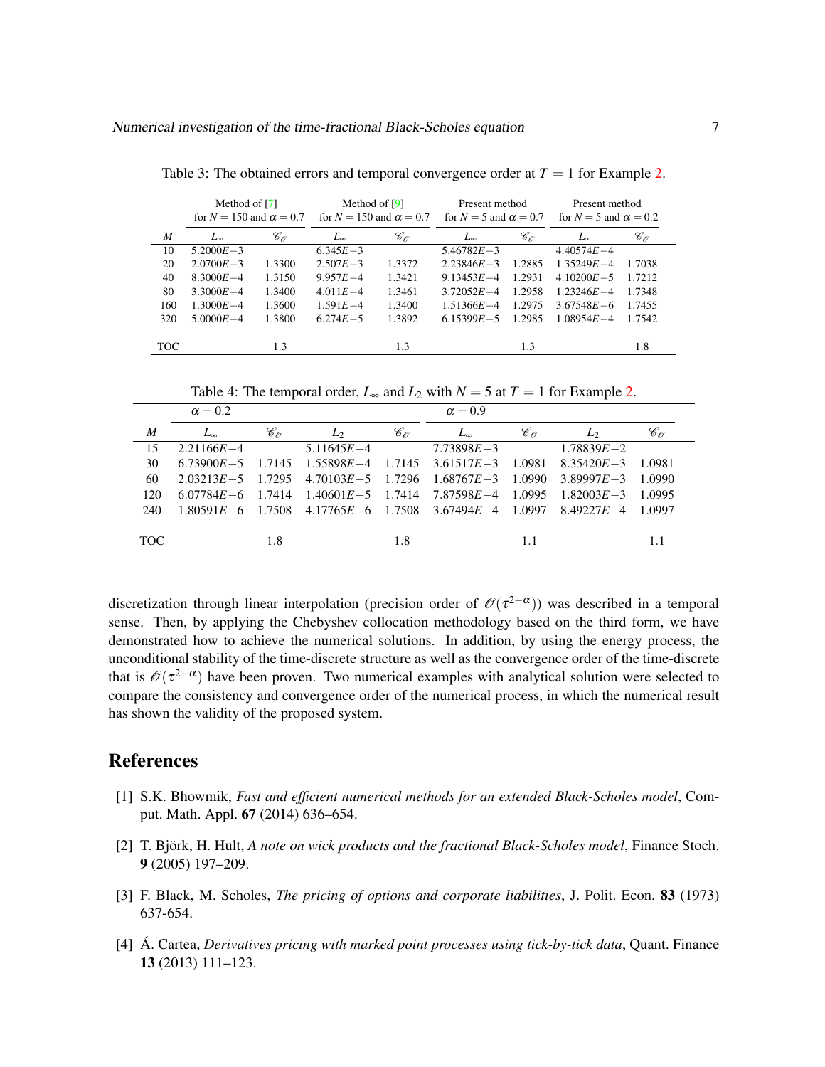Table 3: The obtained errors and temporal convergence order at $T = 1$ for Example 2.

| | Method of [7] for $N = 150$ and $\alpha = 0.7$ | | Method of [9] for $N = 150$ and $\alpha = 0.7$ | | Present method for $N = 5$ and $\alpha = 0.7$ | | Present method for $N = 5$ and $\alpha = 0.2$ | |
|---|---|---|---|---|---|---|---|---|
| $M$ | $L_\infty$ | $\mathscr{C}_\mathscr{O}$ | $L_\infty$ | $\mathscr{C}_\mathscr{O}$ | $L_\infty$ | $\mathscr{C}_\mathscr{O}$ | $L_\infty$ | $\mathscr{C}_\mathscr{O}$ |
| 10 | $5.2000E-3$ | | $6.345E-3$ | | $5.46782E-3$ | | $4.40574E-4$ | |
| 20 | $2.0700E-3$ | 1.3300 | $2.507E-3$ | 1.3372 | $2.23846E-3$ | 1.2885 | $1.35249E-4$ | 1.7038 |
| 40 | $8.3000E-4$ | 1.3150 | $9.957E-4$ | 1.3421 | $9.13453E-4$ | 1.2931 | $4.10200E-5$ | 1.7212 |
| 80 | $3.3000E-4$ | 1.3400 | $4.011E-4$ | 1.3461 | $3.72052E-4$ | 1.2958 | $1.23246E-4$ | 1.7348 |
| 160 | $1.3000E-4$ | 1.3600 | $1.591E-4$ | 1.3400 | $1.51366E-4$ | 1.2975 | $3.67548E-6$ | 1.7455 |
| 320 | $5.0000E-4$ | 1.3800 | $6.274E-5$ | 1.3892 | $6.15399E-5$ | 1.2985 | $1.08954E-4$ | 1.7542 |
| TOC | | 1.3 | | 1.3 | | 1.3 | | 1.8 |

Table 4: The temporal order, $L_\infty$ and $L_2$ with $N = 5$ at $T = 1$ for Example 2.

| | $\alpha = 0.2$ | | | | $\alpha = 0.9$ | | | |
|---|---|---|---|---|---|---|---|---|
| $M$ | $L_\infty$ | $\mathscr{C}_\mathscr{O}$ | $L_2$ | $\mathscr{C}_\mathscr{O}$ | $L_\infty$ | $\mathscr{C}_\mathscr{O}$ | $L_2$ | $\mathscr{C}_\mathscr{O}$ |
| 15 | $2.21166E-4$ | | $5.11645E-4$ | | $7.73898E-3$ | | $1.78839E-2$ | |
| 30 | $6.73900E-5$ | 1.7145 | $1.55898E-4$ | 1.7145 | $3.61517E-3$ | 1.0981 | $8.35420E-3$ | 1.0981 |
| 60 | $2.03213E-5$ | 1.7295 | $4.70103E-5$ | 1.7296 | $1.68767E-3$ | 1.0990 | $3.89997E-3$ | 1.0990 |
| 120 | $6.07784E-6$ | 1.7414 | $1.40601E-5$ | 1.7414 | $7.87598E-4$ | 1.0995 | $1.82003E-3$ | 1.0995 |
| 240 | $1.80591E-6$ | 1.7508 | $4.17765E-6$ | 1.7508 | $3.67494E-4$ | 1.0997 | $8.49227E-4$ | 1.0997 |
| TOC | | 1.8 | | 1.8 | | 1.1 | | 1.1 |

discretization through linear interpolation (precision order of $\mathscr{O}(\tau^{2-\alpha})$) was described in a temporal sense. Then, by applying the Chebyshev collocation methodology based on the third form, we have demonstrated how to achieve the numerical solutions. In addition, by using the energy process, the unconditional stability of the time-discrete structure as well as the convergence order of the time-discrete that is $\mathscr{O}(\tau^{2-\alpha})$ have been proven. Two numerical examples with analytical solution were selected to compare the consistency and convergence order of the numerical process, in which the numerical result has shown the validity of the proposed system.

## References

[1] S.K. Bhowmik, *Fast and efficient numerical methods for an extended Black-Scholes model*, Comput. Math. Appl. **67** (2014) 636–654.

[2] T. Björk, H. Hult, *A note on wick products and the fractional Black-Scholes model*, Finance Stoch. **9** (2005) 197–209.

[3] F. Black, M. Scholes, *The pricing of options and corporate liabilities*, J. Polit. Econ. **83** (1973) 637-654.

[4] Á. Cartea, *Derivatives pricing with marked point processes using tick-by-tick data*, Quant. Finance **13** (2013) 111–123.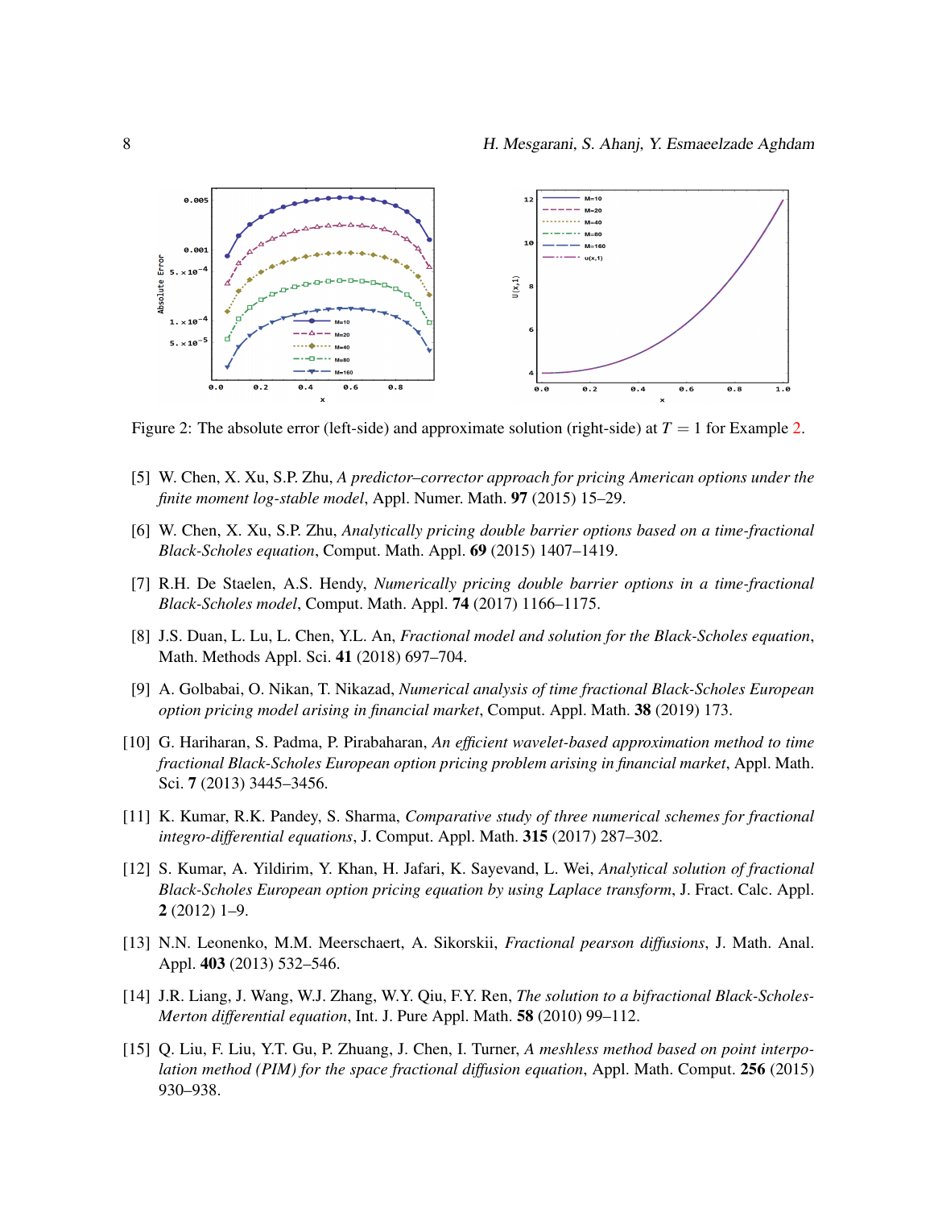Figure 2: The absolute error (left-side) and approximate solution (right-side) at $T = 1$ for Example 2.

[5] W. Chen, X. Xu, S.P. Zhu, *A predictor–corrector approach for pricing American options under the finite moment log-stable model*, Appl. Numer. Math. **97** (2015) 15–29.

[6] W. Chen, X. Xu, S.P. Zhu, *Analytically pricing double barrier options based on a time-fractional Black-Scholes equation*, Comput. Math. Appl. **69** (2015) 1407–1419.

[7] R.H. De Staelen, A.S. Hendy, *Numerically pricing double barrier options in a time-fractional Black-Scholes model*, Comput. Math. Appl. **74** (2017) 1166–1175.

[8] J.S. Duan, L. Lu, L. Chen, Y.L. An, *Fractional model and solution for the Black-Scholes equation*, Math. Methods Appl. Sci. **41** (2018) 697–704.

[9] A. Golbabai, O. Nikan, T. Nikazad, *Numerical analysis of time fractional Black-Scholes European option pricing model arising in financial market*, Comput. Appl. Math. **38** (2019) 173.

[10] G. Hariharan, S. Padma, P. Pirabaharan, *An efficient wavelet-based approximation method to time fractional Black-Scholes European option pricing problem arising in financial market*, Appl. Math. Sci. **7** (2013) 3445–3456.

[11] K. Kumar, R.K. Pandey, S. Sharma, *Comparative study of three numerical schemes for fractional integro-differential equations*, J. Comput. Appl. Math. **315** (2017) 287–302.

[12] S. Kumar, A. Yildirim, Y. Khan, H. Jafari, K. Sayevand, L. Wei, *Analytical solution of fractional Black-Scholes European option pricing equation by using Laplace transform*, J. Fract. Calc. Appl. **2** (2012) 1–9.

[13] N.N. Leonenko, M.M. Meerschaert, A. Sikorskii, *Fractional pearson diffusions*, J. Math. Anal. Appl. **403** (2013) 532–546.

[14] J.R. Liang, J. Wang, W.J. Zhang, W.Y. Qiu, F.Y. Ren, *The solution to a bifractional Black-Scholes-Merton differential equation*, Int. J. Pure Appl. Math. **58** (2010) 99–112.

[15] Q. Liu, F. Liu, Y.T. Gu, P. Zhuang, J. Chen, I. Turner, *A meshless method based on point interpolation method (PIM) for the space fractional diffusion equation*, Appl. Math. Comput. **256** (2015) 930–938.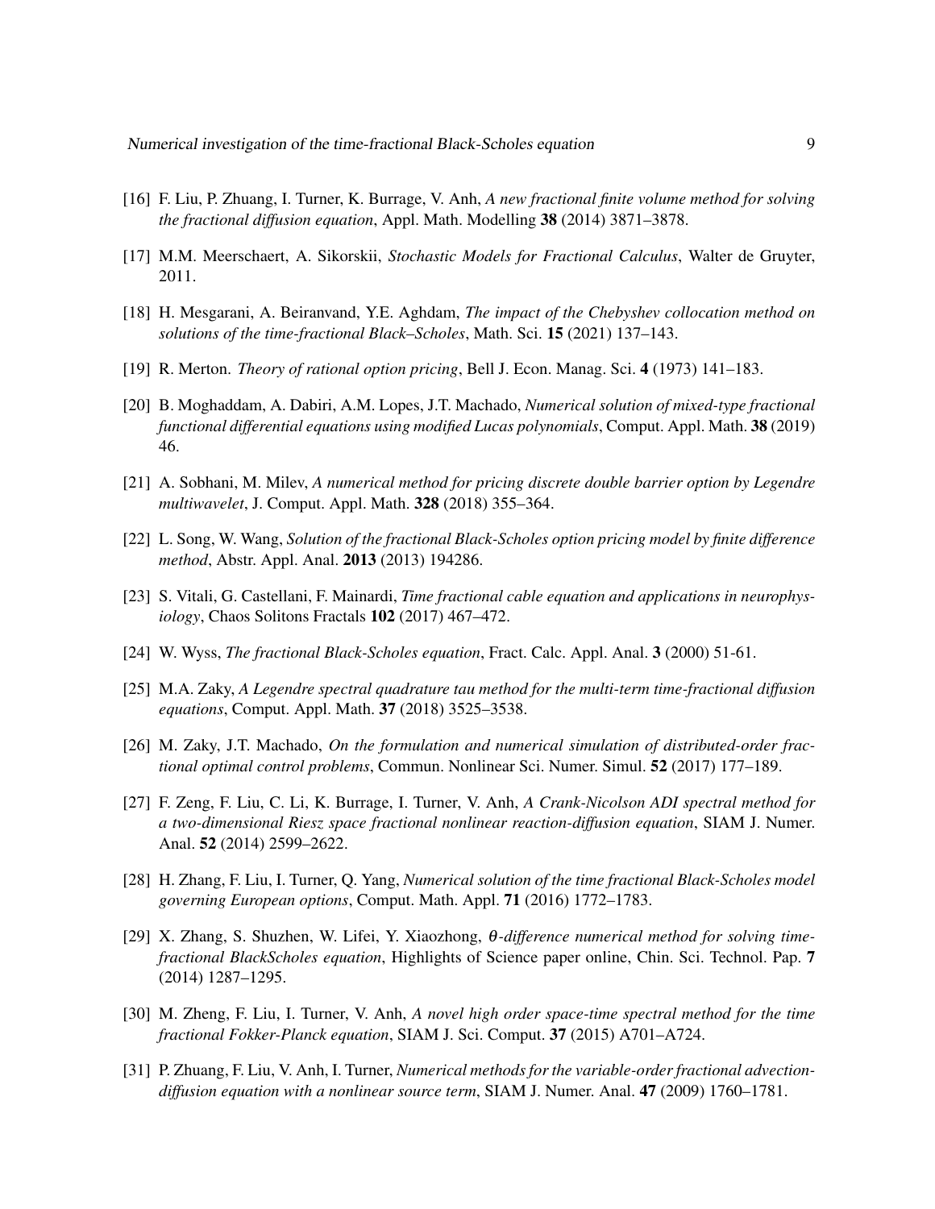[16] F. Liu, P. Zhuang, I. Turner, K. Burrage, V. Anh, *A new fractional finite volume method for solving the fractional diffusion equation*, Appl. Math. Modelling **38** (2014) 3871–3878.

[17] M.M. Meerschaert, A. Sikorskii, *Stochastic Models for Fractional Calculus*, Walter de Gruyter, 2011.

[18] H. Mesgarani, A. Beiranvand, Y.E. Aghdam, *The impact of the Chebyshev collocation method on solutions of the time-fractional Black–Scholes*, Math. Sci. **15** (2021) 137–143.

[19] R. Merton. *Theory of rational option pricing*, Bell J. Econ. Manag. Sci. **4** (1973) 141–183.

[20] B. Moghaddam, A. Dabiri, A.M. Lopes, J.T. Machado, *Numerical solution of mixed-type fractional functional differential equations using modified Lucas polynomials*, Comput. Appl. Math. **38** (2019) 46.

[21] A. Sobhani, M. Milev, *A numerical method for pricing discrete double barrier option by Legendre multiwavelet*, J. Comput. Appl. Math. **328** (2018) 355–364.

[22] L. Song, W. Wang, *Solution of the fractional Black-Scholes option pricing model by finite difference method*, Abstr. Appl. Anal. **2013** (2013) 194286.

[23] S. Vitali, G. Castellani, F. Mainardi, *Time fractional cable equation and applications in neurophysiology*, Chaos Solitons Fractals **102** (2017) 467–472.

[24] W. Wyss, *The fractional Black-Scholes equation*, Fract. Calc. Appl. Anal. **3** (2000) 51-61.

[25] M.A. Zaky, *A Legendre spectral quadrature tau method for the multi-term time-fractional diffusion equations*, Comput. Appl. Math. **37** (2018) 3525–3538.

[26] M. Zaky, J.T. Machado, *On the formulation and numerical simulation of distributed-order fractional optimal control problems*, Commun. Nonlinear Sci. Numer. Simul. **52** (2017) 177–189.

[27] F. Zeng, F. Liu, C. Li, K. Burrage, I. Turner, V. Anh, *A Crank-Nicolson ADI spectral method for a two-dimensional Riesz space fractional nonlinear reaction-diffusion equation*, SIAM J. Numer. Anal. **52** (2014) 2599–2622.

[28] H. Zhang, F. Liu, I. Turner, Q. Yang, *Numerical solution of the time fractional Black-Scholes model governing European options*, Comput. Math. Appl. **71** (2016) 1772–1783.

[29] X. Zhang, S. Shuzhen, W. Lifei, Y. Xiaozhong, *$\theta$-difference numerical method for solving time-fractional BlackScholes equation*, Highlights of Science paper online, Chin. Sci. Technol. Pap. **7** (2014) 1287–1295.

[30] M. Zheng, F. Liu, I. Turner, V. Anh, *A novel high order space-time spectral method for the time fractional Fokker-Planck equation*, SIAM J. Sci. Comput. **37** (2015) A701–A724.

[31] P. Zhuang, F. Liu, V. Anh, I. Turner, *Numerical methods for the variable-order fractional advection-diffusion equation with a nonlinear source term*, SIAM J. Numer. Anal. **47** (2009) 1760–1781.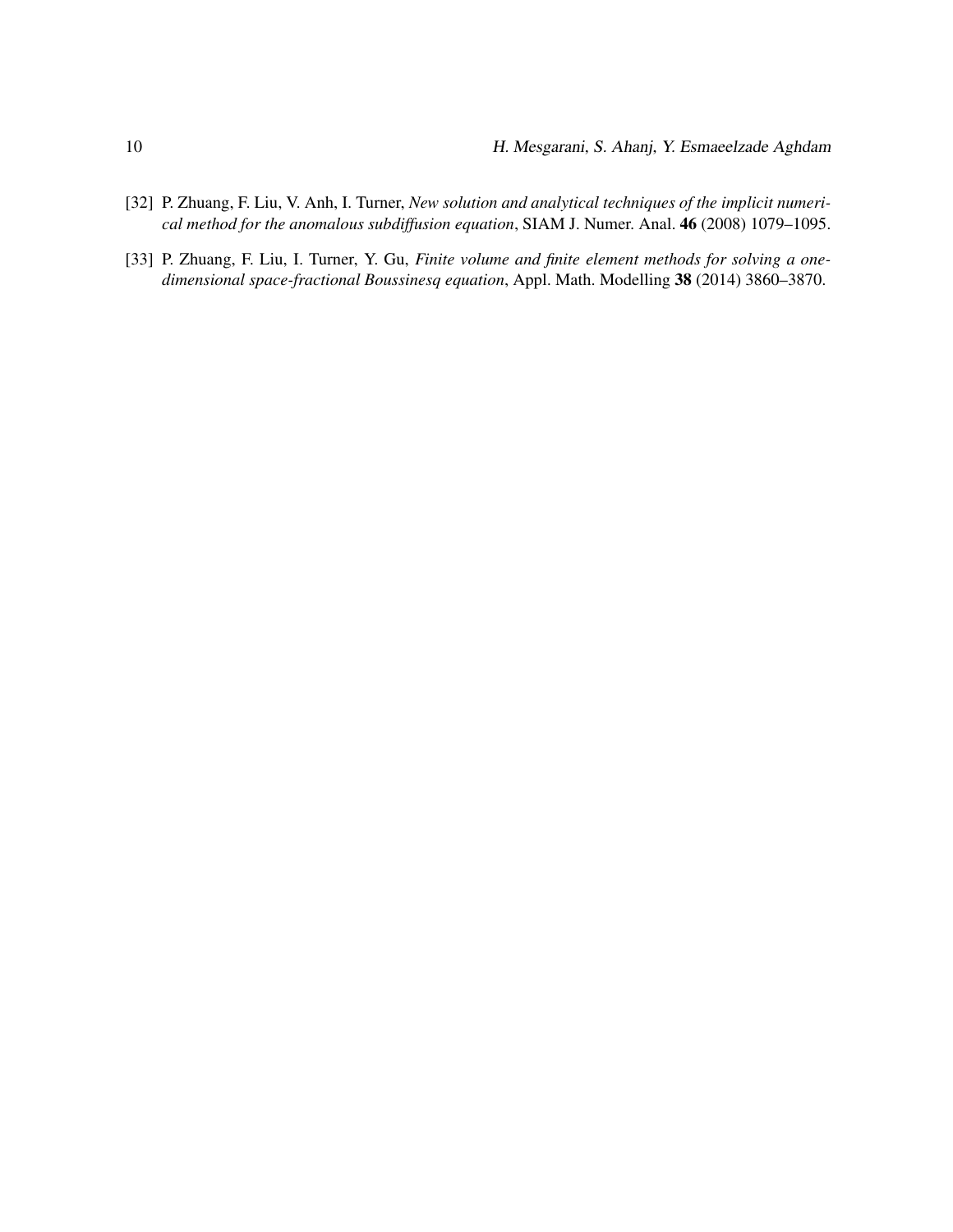[32] P. Zhuang, F. Liu, V. Anh, I. Turner, *New solution and analytical techniques of the implicit numerical method for the anomalous subdiffusion equation*, SIAM J. Numer. Anal. **46** (2008) 1079–1095.

[33] P. Zhuang, F. Liu, I. Turner, Y. Gu, *Finite volume and finite element methods for solving a one-dimensional space-fractional Boussinesq equation*, Appl. Math. Modelling **38** (2014) 3860–3870.